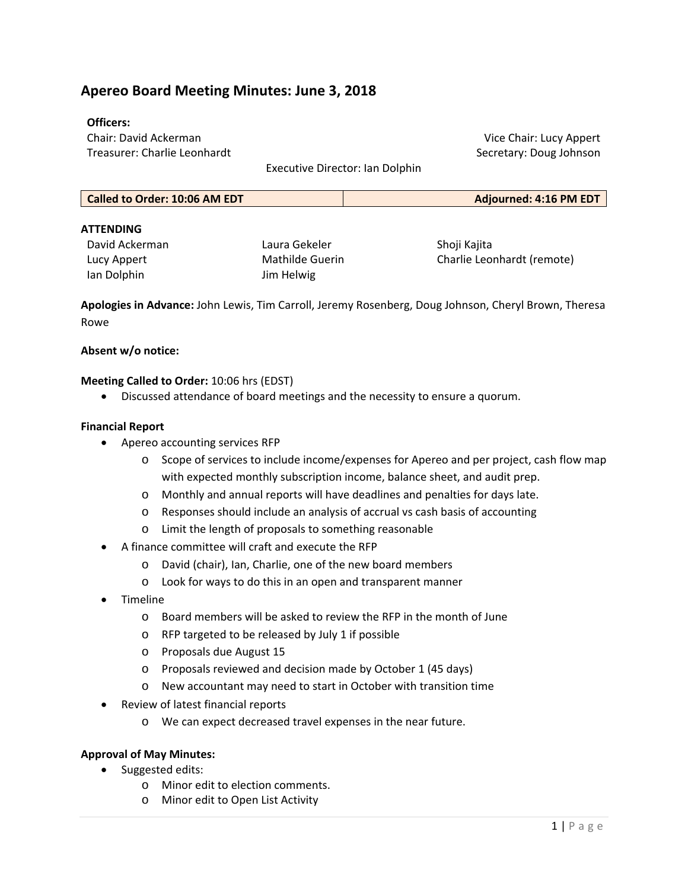# Apereo Board Meeting Minutes: June 3, 2018

**Officers:**

Chair: David Ackerman
Vice Chair: Lucy Appert
Treasurer: Charlie Leonhardt
Secretary: Doug Johnson
Executive Director: Ian Dolphin

| **Called to Order: 10:06 AM EDT** | **Adjourned: 4:16 PM EDT** |
|---|---|

**ATTENDING**

| | | |
|---|---|---|
| David Ackerman | Laura Gekeler | Shoji Kajita |
| Lucy Appert | Mathilde Guerin | Charlie Leonhardt (remote) |
| Ian Dolphin | Jim Helwig | |

**Apologies in Advance:** John Lewis, Tim Carroll, Jeremy Rosenberg, Doug Johnson, Cheryl Brown, Theresa Rowe

**Absent w/o notice:**

**Meeting Called to Order:** 10:06 hrs (EDST)

- Discussed attendance of board meetings and the necessity to ensure a quorum.

**Financial Report**

- Apereo accounting services RFP
  - Scope of services to include income/expenses for Apereo and per project, cash flow map with expected monthly subscription income, balance sheet, and audit prep.
  - Monthly and annual reports will have deadlines and penalties for days late.
  - Responses should include an analysis of accrual vs cash basis of accounting
  - Limit the length of proposals to something reasonable
- A finance committee will craft and execute the RFP
  - David (chair), Ian, Charlie, one of the new board members
  - Look for ways to do this in an open and transparent manner
- Timeline
  - Board members will be asked to review the RFP in the month of June
  - RFP targeted to be released by July 1 if possible
  - Proposals due August 15
  - Proposals reviewed and decision made by October 1 (45 days)
  - New accountant may need to start in October with transition time
- Review of latest financial reports
  - We can expect decreased travel expenses in the near future.

**Approval of May Minutes:**

- Suggested edits:
  - Minor edit to election comments.
  - Minor edit to Open List Activity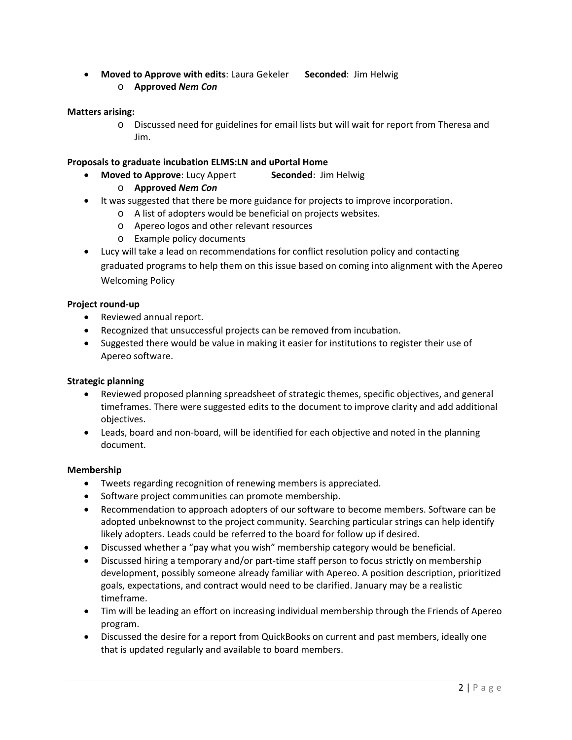- **Moved to Approve with edits**: Laura Gekeler  **Seconded**: Jim Helwig
  - **Approved *Nem Con***

**Matters arising:**

  - Discussed need for guidelines for email lists but will wait for report from Theresa and Jim.

**Proposals to graduate incubation ELMS:LN and uPortal Home**

- **Moved to Approve**: Lucy Appert  **Seconded**: Jim Helwig
  - **Approved *Nem Con***
- It was suggested that there be more guidance for projects to improve incorporation.
  - A list of adopters would be beneficial on projects websites.
  - Apereo logos and other relevant resources
  - Example policy documents
- Lucy will take a lead on recommendations for conflict resolution policy and contacting graduated programs to help them on this issue based on coming into alignment with the Apereo Welcoming Policy

**Project round-up**

- Reviewed annual report.
- Recognized that unsuccessful projects can be removed from incubation.
- Suggested there would be value in making it easier for institutions to register their use of Apereo software.

**Strategic planning**

- Reviewed proposed planning spreadsheet of strategic themes, specific objectives, and general timeframes. There were suggested edits to the document to improve clarity and add additional objectives.
- Leads, board and non-board, will be identified for each objective and noted in the planning document.

**Membership**

- Tweets regarding recognition of renewing members is appreciated.
- Software project communities can promote membership.
- Recommendation to approach adopters of our software to become members. Software can be adopted unbeknownst to the project community. Searching particular strings can help identify likely adopters. Leads could be referred to the board for follow up if desired.
- Discussed whether a "pay what you wish" membership category would be beneficial.
- Discussed hiring a temporary and/or part-time staff person to focus strictly on membership development, possibly someone already familiar with Apereo. A position description, prioritized goals, expectations, and contract would need to be clarified. January may be a realistic timeframe.
- Tim will be leading an effort on increasing individual membership through the Friends of Apereo program.
- Discussed the desire for a report from QuickBooks on current and past members, ideally one that is updated regularly and available to board members.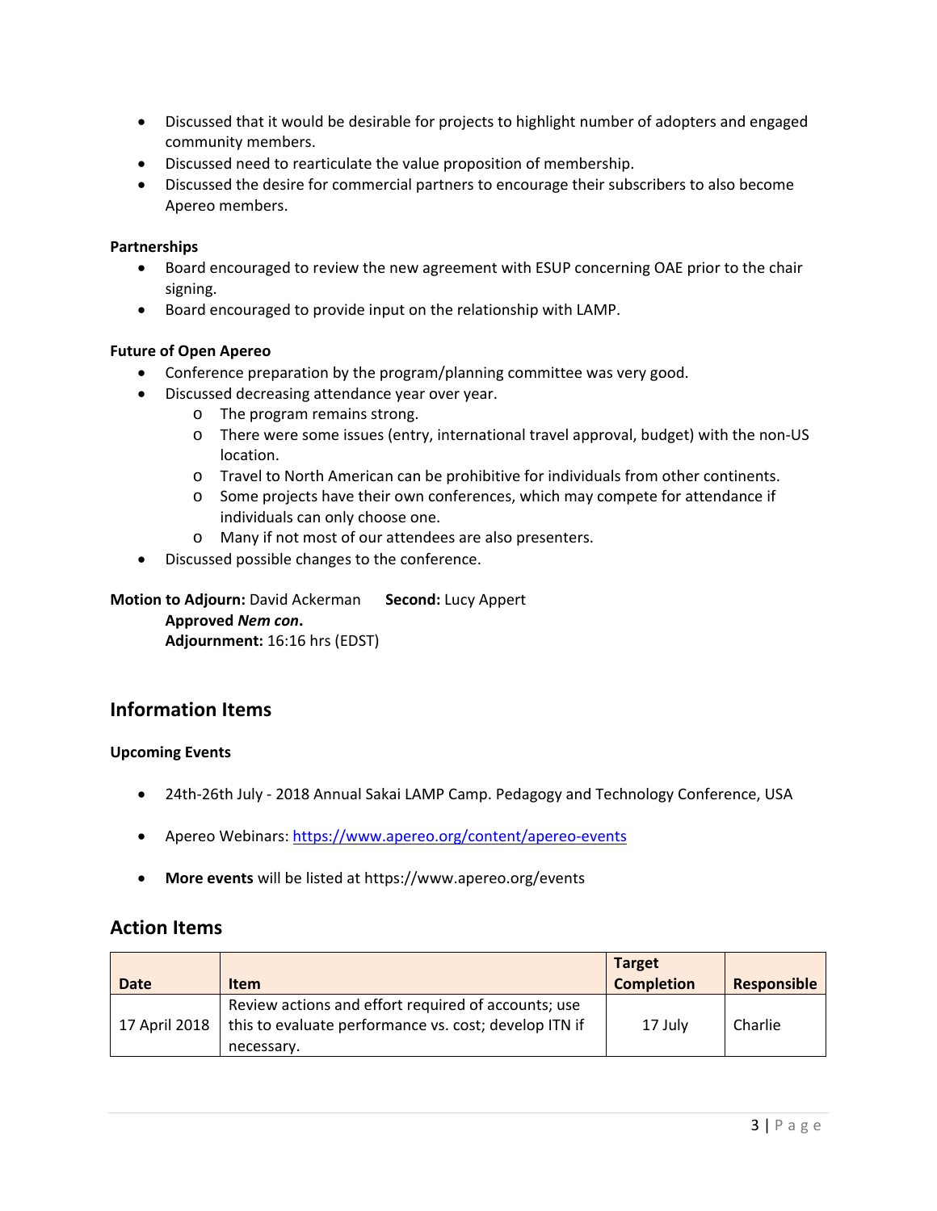- Discussed that it would be desirable for projects to highlight number of adopters and engaged community members.
- Discussed need to rearticulate the value proposition of membership.
- Discussed the desire for commercial partners to encourage their subscribers to also become Apereo members.

**Partnerships**

- Board encouraged to review the new agreement with ESUP concerning OAE prior to the chair signing.
- Board encouraged to provide input on the relationship with LAMP.

**Future of Open Apereo**

- Conference preparation by the program/planning committee was very good.
- Discussed decreasing attendance year over year.
  - The program remains strong.
  - There were some issues (entry, international travel approval, budget) with the non-US location.
  - Travel to North American can be prohibitive for individuals from other continents.
  - Some projects have their own conferences, which may compete for attendance if individuals can only choose one.
  - Many if not most of our attendees are also presenters.
- Discussed possible changes to the conference.

**Motion to Adjourn:** David Ackerman **Second:** Lucy Appert
**Approved *Nem con*.**
**Adjournment:** 16:16 hrs (EDST)

## Information Items

**Upcoming Events**

- 24th-26th July - 2018 Annual Sakai LAMP Camp. Pedagogy and Technology Conference, USA
- Apereo Webinars: https://www.apereo.org/content/apereo-events
- **More events** will be listed at https://www.apereo.org/events

## Action Items

| Date | Item | Target Completion | Responsible |
|---|---|---|---|
| 17 April 2018 | Review actions and effort required of accounts; use this to evaluate performance vs. cost; develop ITN if necessary. | 17 July | Charlie |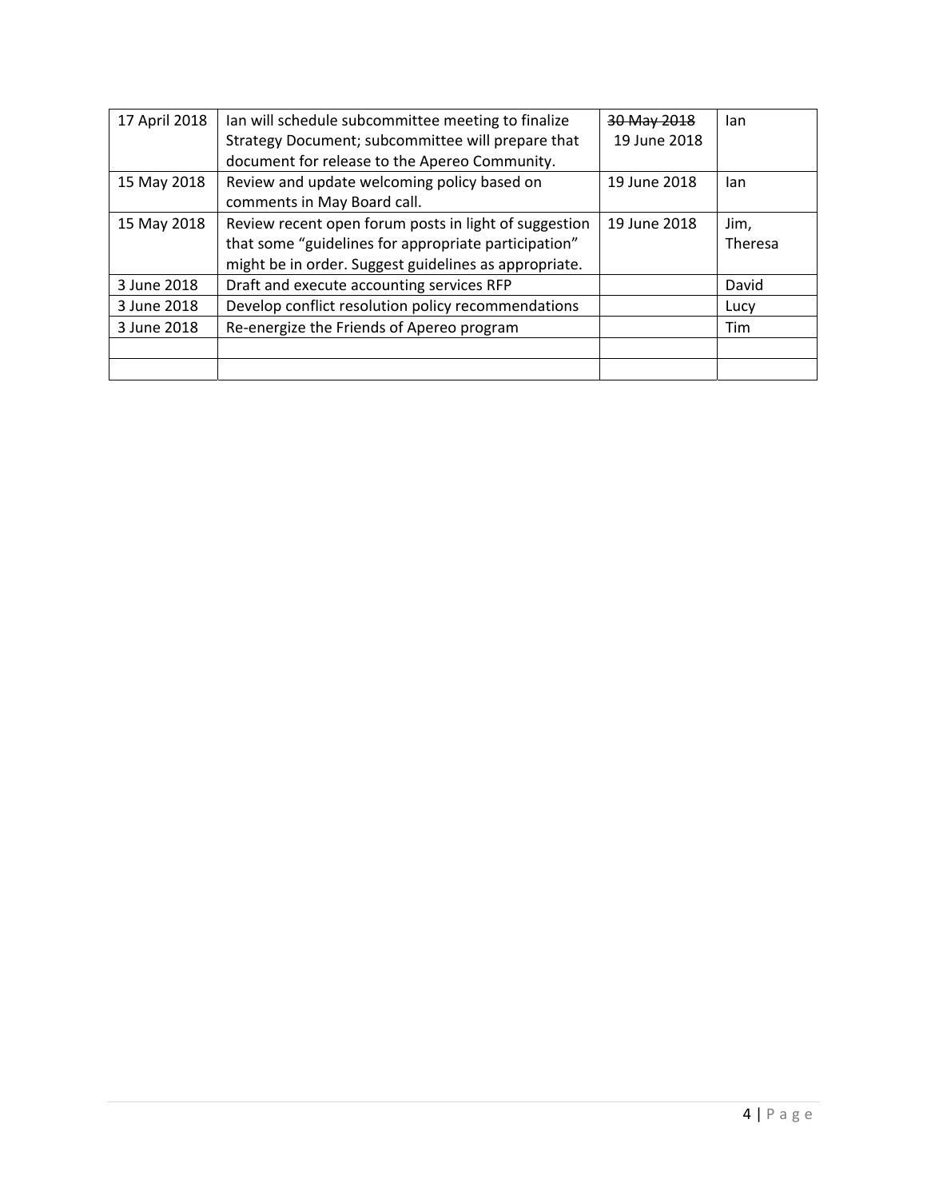| | | | |
|---|---|---|---|
| 17 April 2018 | Ian will schedule subcommittee meeting to finalize Strategy Document; subcommittee will prepare that document for release to the Apereo Community. | ~~30 May 2018~~ 19 June 2018 | Ian |
| 15 May 2018 | Review and update welcoming policy based on comments in May Board call. | 19 June 2018 | Ian |
| 15 May 2018 | Review recent open forum posts in light of suggestion that some "guidelines for appropriate participation" might be in order. Suggest guidelines as appropriate. | 19 June 2018 | Jim, Theresa |
| 3 June 2018 | Draft and execute accounting services RFP | | David |
| 3 June 2018 | Develop conflict resolution policy recommendations | | Lucy |
| 3 June 2018 | Re-energize the Friends of Apereo program | | Tim |
| | | | |
| | | | |